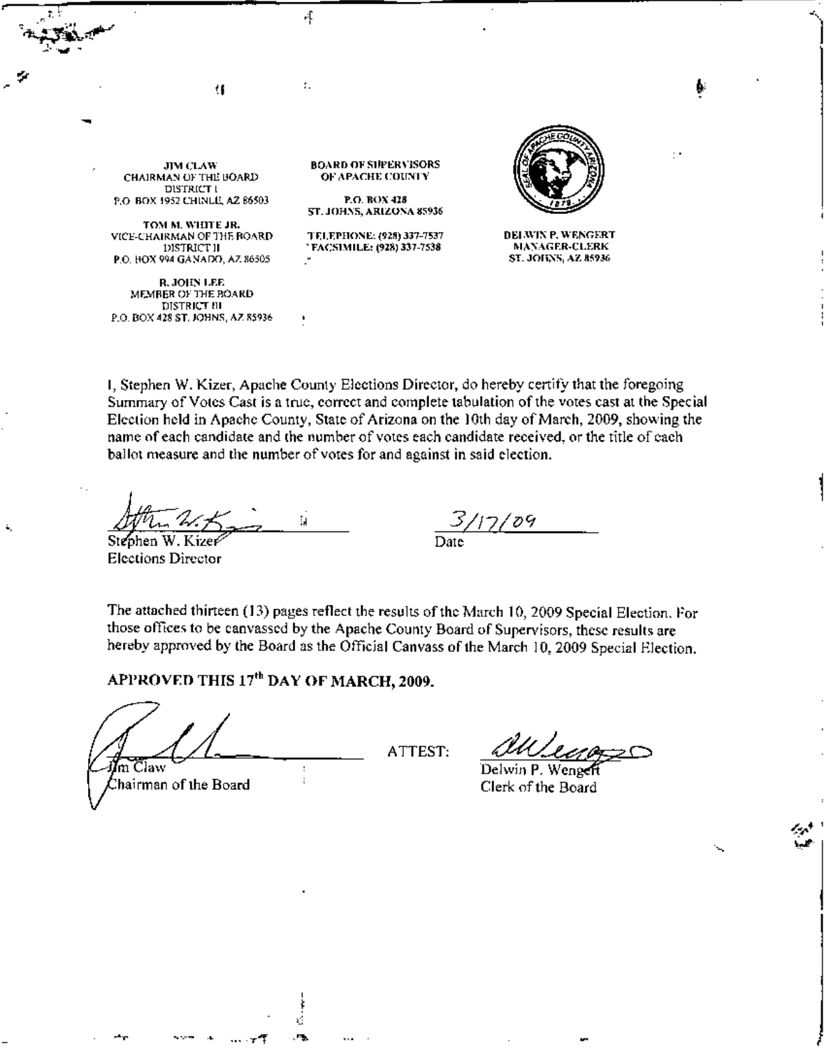JIM CLAW
CHAIRMAN OF THE BOARD
DISTRICT I
P.O. BOX 1952 CHINLE, AZ 86503

TOM M. WHITE JR.
VICE-CHAIRMAN OF THE BOARD
DISTRICT II
P.O. BOX 994 GANADO, AZ 86505

R. JOHN LEE
MEMBER OF THE BOARD
DISTRICT III
P.O. BOX 428 ST. JOHNS, AZ 85936

BOARD OF SUPERVISORS
OF APACHE COUNTY

P.O. BOX 428
ST. JOHNS, ARIZONA 85936

TELEPHONE: (928) 337-7537
FACSIMILE: (928) 337-7538

DELWIN P. WENGERT
MANAGER-CLERK
ST. JOHNS, AZ 85936

I, Stephen W. Kizer, Apache County Elections Director, do hereby certify that the foregoing Summary of Votes Cast is a true, correct and complete tabulation of the votes cast at the Special Election held in Apache County, State of Arizona on the 10th day of March, 2009, showing the name of each candidate and the number of votes each candidate received, or the title of each ballot measure and the number of votes for and against in said election.

Stephen W. Kizer
Elections Director

3/17/09
Date

The attached thirteen (13) pages reflect the results of the March 10, 2009 Special Election. For those offices to be canvassed by the Apache County Board of Supervisors, these results are hereby approved by the Board as the Official Canvass of the March 10, 2009 Special Election.

**APPROVED THIS 17th DAY OF MARCH, 2009.**

Jim Claw
Chairman of the Board

ATTEST:

Delwin P. Wengert
Clerk of the Board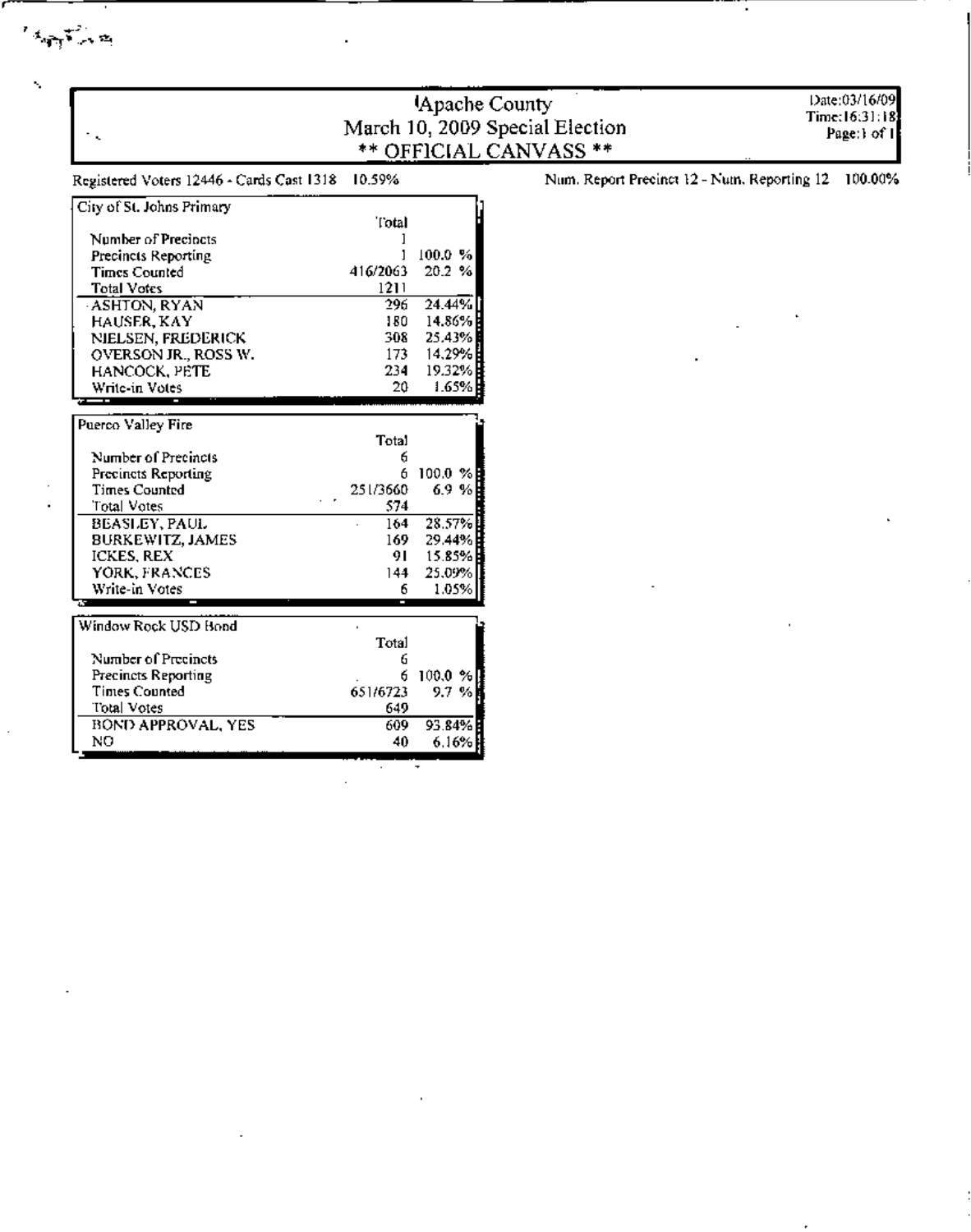# Apache County
## March 10, 2009 Special Election
### ** OFFICIAL CANVASS **

Date:03/16/09
Time:16:31:18
Page:1 of 1

Registered Voters 12446 - Cards Cast 1318 10.59%

Num. Report Precinct 12 - Num. Reporting 12 100.00%

| City of St. Johns Primary | Total | |
|---|---|---|
| Number of Precincts | 1 | |
| Precincts Reporting | 1 | 100.0 % |
| Times Counted | 416/2063 | 20.2 % |
| Total Votes | 1211 | |
| ASHTON, RYAN | 296 | 24.44% |
| HAUSER, KAY | 180 | 14.86% |
| NIELSEN, FREDERICK | 308 | 25.43% |
| OVERSON JR., ROSS W. | 173 | 14.29% |
| HANCOCK, PETE | 234 | 19.32% |
| Write-in Votes | 20 | 1.65% |

| Puerco Valley Fire | Total | |
|---|---|---|
| Number of Precincts | 6 | |
| Precincts Reporting | 6 | 100.0 % |
| Times Counted | 251/3660 | 6.9 % |
| Total Votes | 574 | |
| BEASLEY, PAUL | 164 | 28.57% |
| BURKEWITZ, JAMES | 169 | 29.44% |
| ICKES, REX | 91 | 15.85% |
| YORK, FRANCES | 144 | 25.09% |
| Write-in Votes | 6 | 1.05% |

| Window Rock USD Bond | Total | |
|---|---|---|
| Number of Precincts | 6 | |
| Precincts Reporting | 6 | 100.0 % |
| Times Counted | 651/6723 | 9.7 % |
| Total Votes | 649 | |
| BOND APPROVAL, YES | 609 | 93.84% |
| NO | 40 | 6.16% |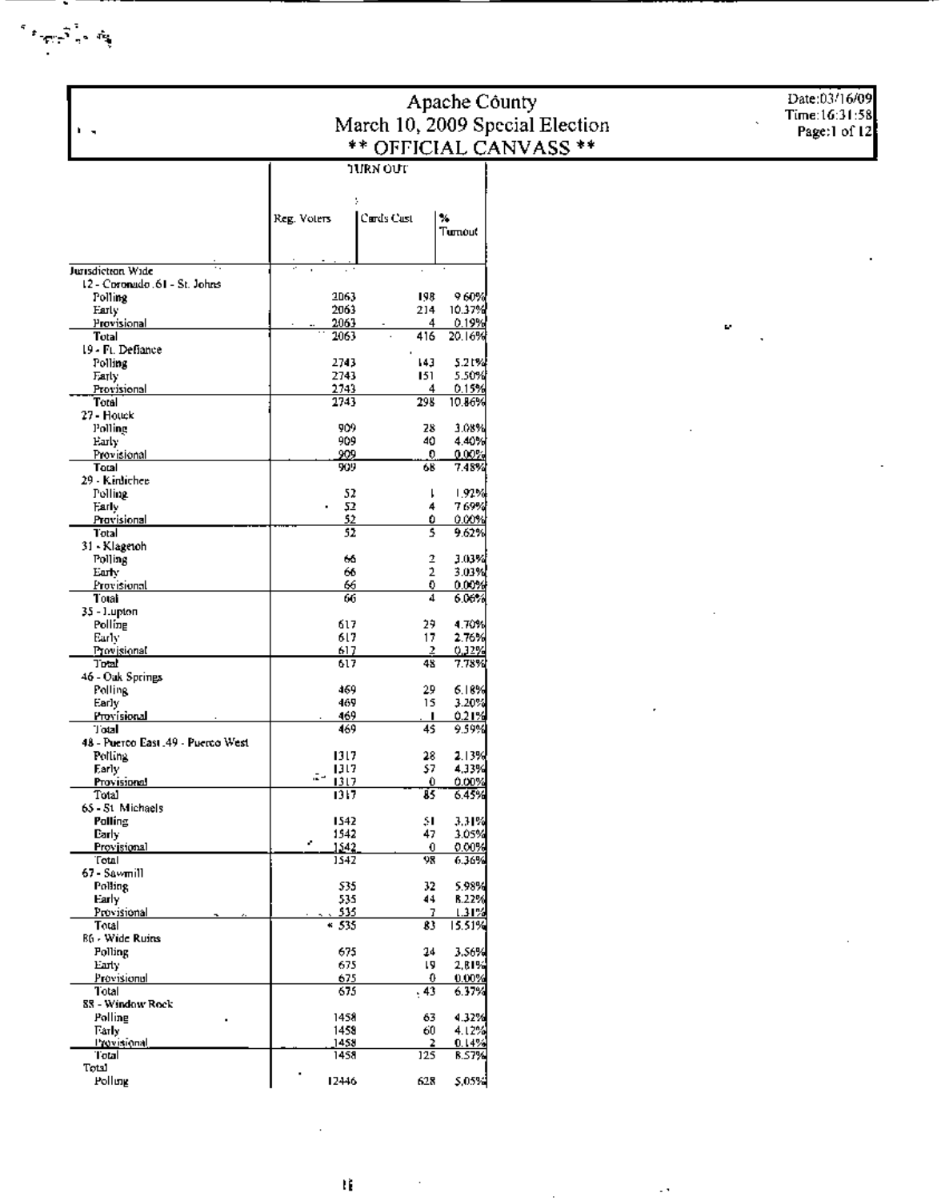# Apache County
## March 10, 2009 Special Election
## ** OFFICIAL CANVASS **

Date:03/16/09
Time:16:31:58

| | TURN OUT | | |
|---|---|---|---|
| | Reg. Voters | Cards Cast | % Turnout |
| **Jurisdiction Wide** | | | |
| 12 - Coronado .61 - St. Johns | | | |
| Polling | 2063 | 198 | 9.60% |
| Early | 2063 | 214 | 10.37% |
| Provisional | 2063 | 4 | 0.19% |
| Total | 2063 | 416 | 20.16% |
| 19 - Ft. Defiance | | | |
| Polling | 2743 | 143 | 5.21% |
| Early | 2743 | 151 | 5.50% |
| Provisional | 2743 | 4 | 0.15% |
| Total | 2743 | 298 | 10.86% |
| 27 - Houck | | | |
| Polling | 909 | 28 | 3.08% |
| Early | 909 | 40 | 4.40% |
| Provisional | 909 | 0 | 0.00% |
| Total | 909 | 68 | 7.48% |
| 29 - Kinlichee | | | |
| Polling | 52 | 1 | 1.92% |
| Early | 52 | 4 | 7.69% |
| Provisional | 52 | 0 | 0.00% |
| Total | 52 | 5 | 9.62% |
| 31 - Klagetoh | | | |
| Polling | 66 | 2 | 3.03% |
| Early | 66 | 2 | 3.03% |
| Provisional | 66 | 0 | 0.00% |
| Total | 66 | 4 | 6.06% |
| 35 - Lupton | | | |
| Polling | 617 | 29 | 4.70% |
| Early | 617 | 17 | 2.76% |
| Provisional | 617 | 2 | 0.32% |
| Total | 617 | 48 | 7.78% |
| 46 - Oak Springs | | | |
| Polling | 469 | 29 | 6.18% |
| Early | 469 | 15 | 3.20% |
| Provisional | 469 | 1 | 0.21% |
| Total | 469 | 45 | 9.59% |
| 48 - Puerco East .49 - Puerco West | | | |
| Polling | 1317 | 28 | 2.13% |
| Early | 1317 | 57 | 4.33% |
| Provisional | 1317 | 0 | 0.00% |
| Total | 1317 | 85 | 6.45% |
| 65 - St. Michaels | | | |
| Polling | 1542 | 51 | 3.31% |
| Early | 1542 | 47 | 3.05% |
| Provisional | 1542 | 0 | 0.00% |
| Total | 1542 | 98 | 6.36% |
| 67 - Sawmill | | | |
| Polling | 535 | 32 | 5.98% |
| Early | 535 | 44 | 8.22% |
| Provisional | 535 | 7 | 1.31% |
| Total | 535 | 83 | 15.51% |
| 86 - Wide Ruins | | | |
| Polling | 675 | 24 | 3.56% |
| Early | 675 | 19 | 2.81% |
| Provisional | 675 | 0 | 0.00% |
| Total | 675 | 43 | 6.37% |
| 88 - Window Rock | | | |
| Polling | 1458 | 63 | 4.32% |
| Early | 1458 | 60 | 4.12% |
| Provisional | 1458 | 2 | 0.14% |
| Total | 1458 | 125 | 8.57% |
| Total | | | |
| Polling | 12446 | 628 | 5.05% |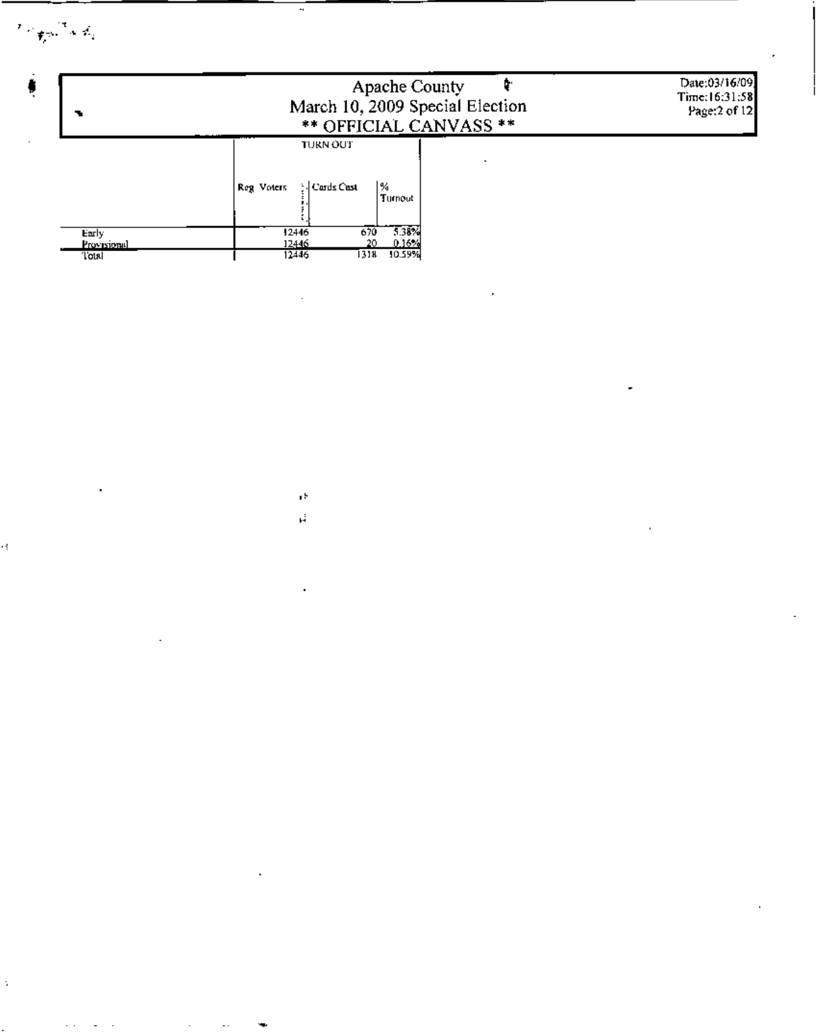# Apache County
## March 10, 2009 Special Election
### ** OFFICIAL CANVASS **

Date:03/16/09
Time:16:31:58

| | TURN OUT | | |
|---|---|---|---|
| | Reg Voters | Cards Cast | % Turnout |
| Early | 12446 | 670 | 5.38% |
| Provisional | 12446 | 20 | 0.16% |
| Total | 12446 | 1318 | 10.59% |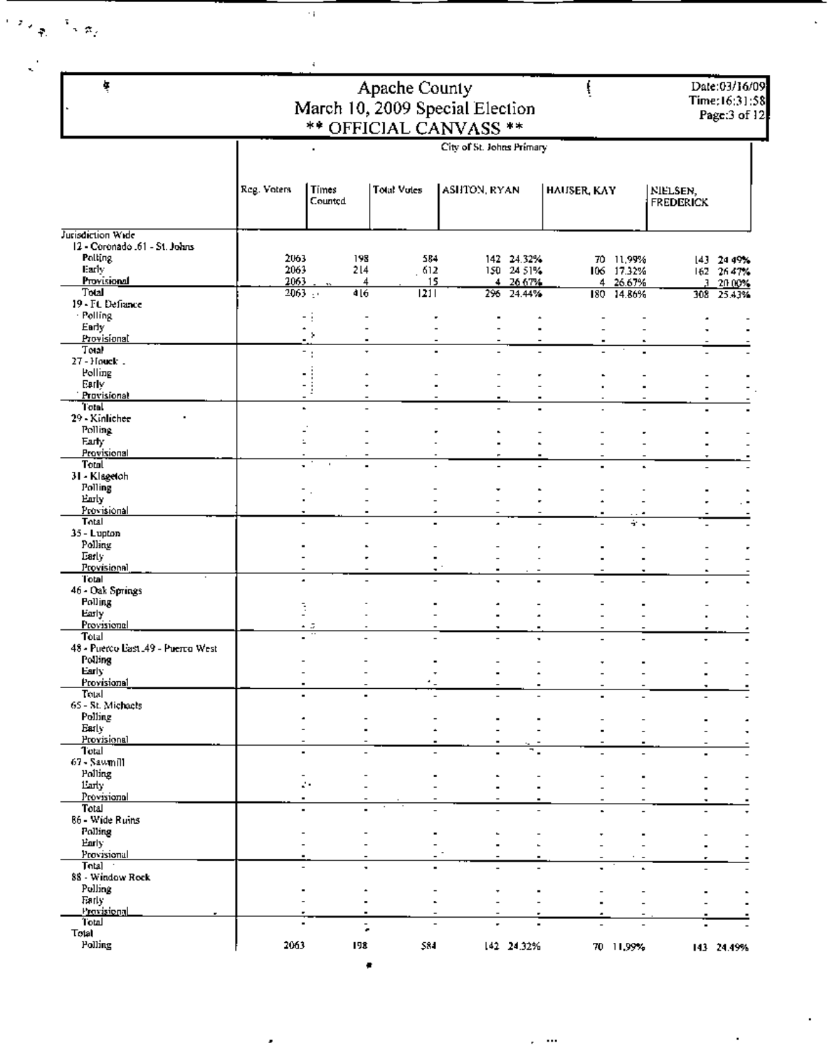# Apache County
## March 10, 2009 Special Election
### ** OFFICIAL CANVASS **

Date:03/16/09
Time:16:31:58

City of St. Johns Primary

| | Reg. Voters | Times Counted | Total Votes | ASHTON, RYAN | | HAUSER, KAY | | NIELSEN, FREDERICK | |
|---|---|---|---|---|---|---|---|---|---|
| **Jurisdiction Wide** | | | | | | | | | |
| 12 - Coronado .61 - St. Johns | | | | | | | | | |
| Polling | 2063 | 198 | 584 | 142 | 24.32% | 70 | 11.99% | 143 | 24.49% |
| Early | 2063 | 214 | 612 | 150 | 24.51% | 106 | 17.32% | 162 | 26.47% |
| Provisional | 2063 | 4 | 15 | 4 | 26.67% | 4 | 26.67% | 3 | 20.00% |
| Total | 2063 | 416 | 1211 | 296 | 24.44% | 180 | 14.86% | 308 | 25.43% |
| 19 - Ft. Defiance | | | | | | | | | |
| Polling | - | - | - | - | - | - | - | - | - |
| Early | - | - | - | - | - | - | - | - | - |
| Provisional | - | - | - | - | - | - | - | - | - |
| Total | - | - | - | - | - | - | - | - | - |
| 27 - Houck | | | | | | | | | |
| Polling | - | - | - | - | - | - | - | - | - |
| Early | - | - | - | - | - | - | - | - | - |
| Provisional | - | - | - | - | - | - | - | - | - |
| Total | - | - | - | - | - | - | - | - | - |
| 29 - Kinlichee | | | | | | | | | |
| Polling | - | - | - | - | - | - | - | - | - |
| Early | - | - | - | - | - | - | - | - | - |
| Provisional | - | - | - | - | - | - | - | - | - |
| Total | - | - | - | - | - | - | - | - | - |
| 31 - Klagetoh | | | | | | | | | |
| Polling | - | - | - | - | - | - | - | - | - |
| Early | - | - | - | - | - | - | - | - | - |
| Provisional | - | - | - | - | - | - | - | - | - |
| Total | - | - | - | - | - | - | - | - | - |
| 35 - Lupton | | | | | | | | | |
| Polling | - | - | - | - | - | - | - | - | - |
| Early | - | - | - | - | - | - | - | - | - |
| Provisional | - | - | - | - | - | - | - | - | - |
| Total | - | - | - | - | - | - | - | - | - |
| 46 - Oak Springs | | | | | | | | | |
| Polling | - | - | - | - | - | - | - | - | - |
| Early | - | - | - | - | - | - | - | - | - |
| Provisional | - | - | - | - | - | - | - | - | - |
| Total | - | - | - | - | - | - | - | - | - |
| 48 - Puerco East .49 - Puerco West | | | | | | | | | |
| Polling | - | - | - | - | - | - | - | - | - |
| Early | - | - | - | - | - | - | - | - | - |
| Provisional | - | - | - | - | - | - | - | - | - |
| Total | - | - | - | - | - | - | - | - | - |
| 65 - St. Michaels | | | | | | | | | |
| Polling | - | - | - | - | - | - | - | - | - |
| Early | - | - | - | - | - | - | - | - | - |
| Provisional | - | - | - | - | - | - | - | - | - |
| Total | - | - | - | - | - | - | - | - | - |
| 67 - Sawmill | | | | | | | | | |
| Polling | - | - | - | - | - | - | - | - | - |
| Early | - | - | - | - | - | - | - | - | - |
| Provisional | - | - | - | - | - | - | - | - | - |
| Total | - | - | - | - | - | - | - | - | - |
| 86 - Wide Ruins | | | | | | | | | |
| Polling | - | - | - | - | - | - | - | - | - |
| Early | - | - | - | - | - | - | - | - | - |
| Provisional | - | - | - | - | - | - | - | - | - |
| Total | - | - | - | - | - | - | - | - | - |
| 88 - Window Rock | | | | | | | | | |
| Polling | - | - | - | - | - | - | - | - | - |
| Early | - | - | - | - | - | - | - | - | - |
| Provisional | - | - | - | - | - | - | - | - | - |
| Total | - | - | - | - | - | - | - | - | - |
| **Total** | | | | | | | | | |
| Polling | 2063 | 198 | 584 | 142 | 24.32% | 70 | 11.99% | 143 | 24.49% |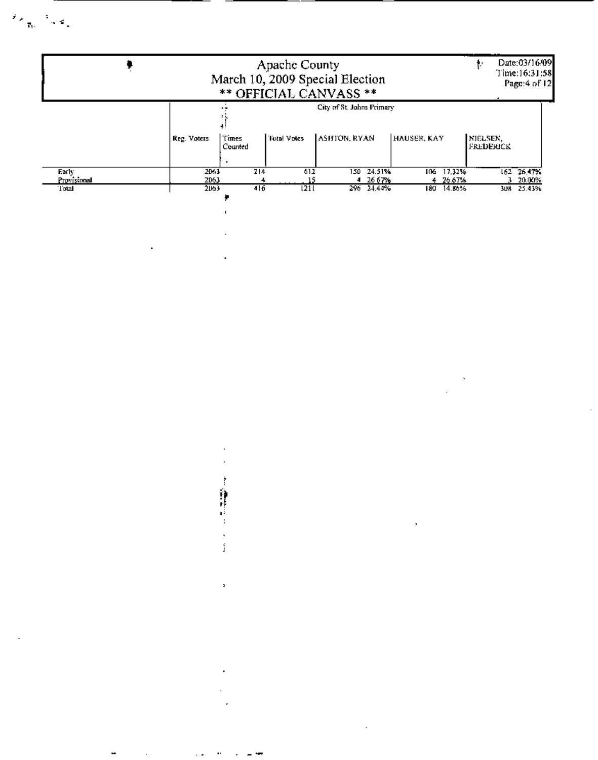# Apache County
## March 10, 2009 Special Election
## ** OFFICIAL CANVASS **

Date:03/16/09
Time:16:31:58

City of St. Johns Primary

| | Reg. Voters | Times Counted | Total Votes | ASHTON, RYAN | | HAUSER, KAY | | NIELSEN, FREDERICK | |
|---|---|---|---|---|---|---|---|---|---|
| Early | 2063 | 214 | 612 | 150 | 24.51% | 106 | 17.32% | 162 | 26.47% |
| Provisional | 2063 | 4 | 15 | 4 | 26.67% | 4 | 26.67% | 3 | 20.00% |
| Total | 2063 | 416 | 1211 | 296 | 24.44% | 180 | 14.86% | 308 | 25.43% |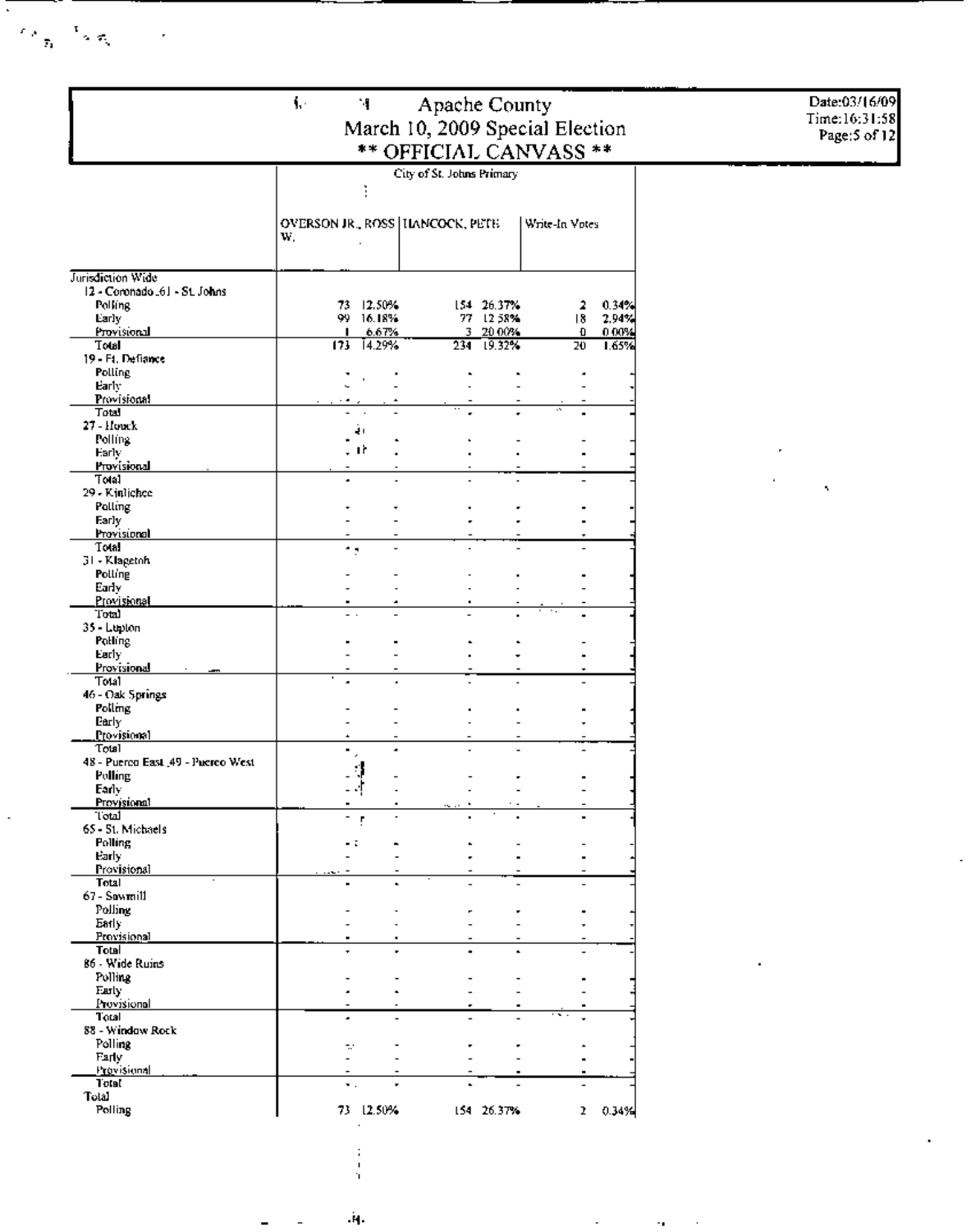# Apache County
## March 10, 2009 Special Election
## ** OFFICIAL CANVASS **

Date:03/16/09
Time:16:31:58

City of St. Johns Primary

| | OVERSON JR., ROSS W. | | HANCOCK, PETE | | Write-In Votes | |
|---|---|---|---|---|---|---|
| **Jurisdiction Wide** | | | | | | |
| **12 - Coronado_61 - St. Johns** | | | | | | |
| Polling | 73 | 12.50% | 154 | 26.37% | 2 | 0.34% |
| Early | 99 | 16.18% | 77 | 12.58% | 18 | 2.94% |
| Provisional | 1 | 6.67% | 3 | 20.00% | 0 | 0.00% |
| Total | 173 | 14.29% | 234 | 19.32% | 20 | 1.65% |
| **19 - Ft. Defiance** | | | | | | |
| Polling | - | - | - | - | - | - |
| Early | - | - | - | - | - | - |
| Provisional | - | - | - | - | - | - |
| Total | - | - | - | - | - | - |
| **27 - Houck** | | | | | | |
| Polling | - | - | - | - | - | - |
| Early | - | - | - | - | - | - |
| Provisional | - | - | - | - | - | - |
| Total | - | - | - | - | - | - |
| **29 - Kinlichee** | | | | | | |
| Polling | - | - | - | - | - | - |
| Early | - | - | - | - | - | - |
| Provisional | - | - | - | - | - | - |
| Total | - | - | - | - | - | - |
| **31 - Klagetoh** | | | | | | |
| Polling | - | - | - | - | - | - |
| Early | - | - | - | - | - | - |
| Provisional | - | - | - | - | - | - |
| Total | - | - | - | - | - | - |
| **35 - Lupton** | | | | | | |
| Polling | - | - | - | - | - | - |
| Early | - | - | - | - | - | - |
| Provisional | - | - | - | - | - | - |
| Total | - | - | - | - | - | - |
| **46 - Oak Springs** | | | | | | |
| Polling | - | - | - | - | - | - |
| Early | - | - | - | - | - | - |
| Provisional | - | - | - | - | - | - |
| Total | - | - | - | - | - | - |
| **48 - Puerco East_49 - Puerco West** | | | | | | |
| Polling | - | - | - | - | - | - |
| Early | - | - | - | - | - | - |
| Provisional | - | - | - | - | - | - |
| Total | - | - | - | - | - | - |
| **65 - St. Michaels** | | | | | | |
| Polling | - | - | - | - | - | - |
| Early | - | - | - | - | - | - |
| Provisional | - | - | - | - | - | - |
| Total | - | - | - | - | - | - |
| **67 - Sawmill** | | | | | | |
| Polling | - | - | - | - | - | - |
| Early | - | - | - | - | - | - |
| Provisional | - | - | - | - | - | - |
| Total | - | - | - | - | - | - |
| **86 - Wide Ruins** | | | | | | |
| Polling | - | - | - | - | - | - |
| Early | - | - | - | - | - | - |
| Provisional | - | - | - | - | - | - |
| Total | - | - | - | - | - | - |
| **88 - Window Rock** | | | | | | |
| Polling | - | - | - | - | - | - |
| Early | - | - | - | - | - | - |
| Provisional | - | - | - | - | - | - |
| Total | - | - | - | - | - | - |
| **Total** | | | | | | |
| Polling | 73 | 12.50% | 154 | 26.37% | 2 | 0.34% |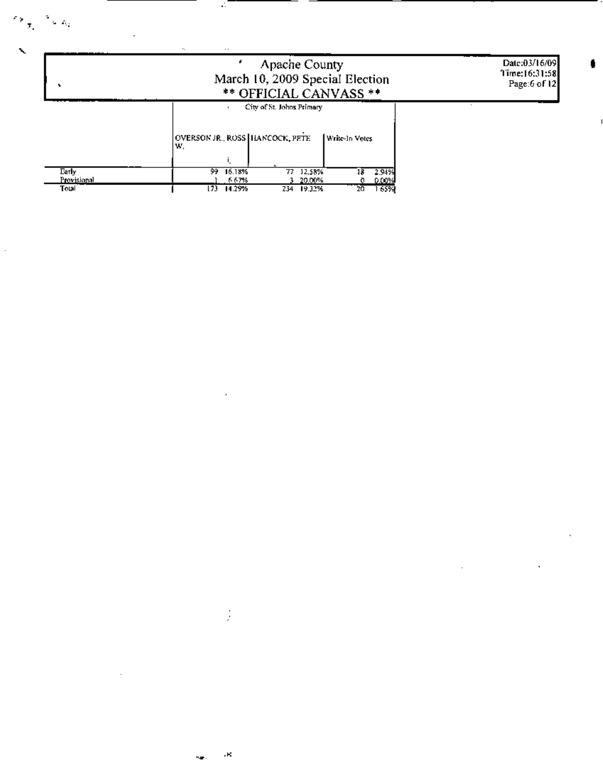# Apache County
## March 10, 2009 Special Election
## ** OFFICIAL CANVASS **

Date:03/16/09
Time:16:31:58

City of St. Johns Primary

| | OVERSON JR., ROSS W. | | HANCOCK, PETE | | Write-In Votes | |
|---|---|---|---|---|---|---|
| Early | 99 | 16.18% | 77 | 12.58% | 18 | 2.94% |
| Provisional | 1 | 6.67% | 3 | 20.00% | 0 | 0.00% |
| Total | 173 | 14.29% | 234 | 19.32% | 20 | 1.65% |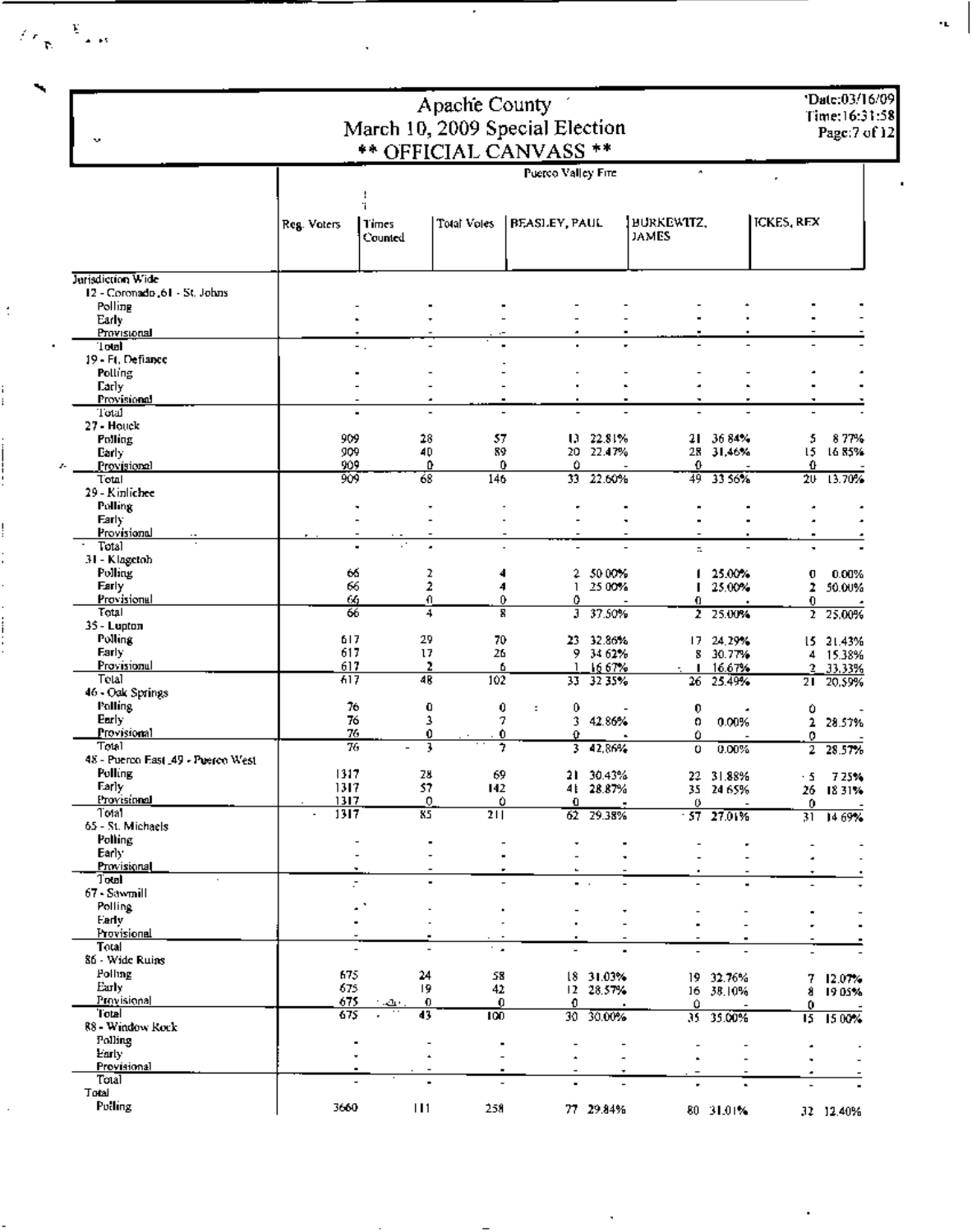# Apache County
## March 10, 2009 Special Election
### ** OFFICIAL CANVASS **

Date:03/16/09
Time:16:31:58

Puerco Valley Fire

| | Reg. Voters | Times Counted | Total Votes | BEASLEY, PAUL | | BURKEWITZ, JAMES | | ICKES, REX | |
|---|---|---|---|---|---|---|---|---|---|
| **Jurisdiction Wide** | | | | | | | | | |
| 12 - Coronado ,61 - St. Johns | | | | | | | | | |
| Polling | - | - | - | - | - | - | - | - | - |
| Early | - | - | - | - | - | - | - | - | - |
| Provisional | - | - | - | - | - | - | - | - | - |
| Total | - | - | - | - | - | - | - | - | - |
| 19 - Ft. Defiance | | | | | | | | | |
| Polling | - | - | - | - | - | - | - | - | - |
| Early | - | - | - | - | - | - | - | - | - |
| Provisional | - | - | - | - | - | - | - | - | - |
| Total | - | - | - | - | - | - | - | - | - |
| 27 - Houck | | | | | | | | | |
| Polling | 909 | 28 | 57 | 13 | 22.81% | 21 | 36.84% | 5 | 8.77% |
| Early | 909 | 40 | 89 | 20 | 22.47% | 28 | 31.46% | 15 | 16.85% |
| Provisional | 909 | 0 | 0 | 0 | - | 0 | - | 0 | - |
| Total | 909 | 68 | 146 | 33 | 22.60% | 49 | 33.56% | 20 | 13.70% |
| 29 - Kinlichee | | | | | | | | | |
| Polling | - | - | - | - | - | - | - | - | - |
| Early | - | - | - | - | - | - | - | - | - |
| Provisional | - | - | - | - | - | - | - | - | - |
| Total | - | - | - | - | - | - | - | - | - |
| 31 - Klagetoh | | | | | | | | | |
| Polling | 66 | 2 | 4 | 2 | 50.00% | 1 | 25.00% | 0 | 0.00% |
| Early | 66 | 2 | 4 | 1 | 25.00% | 1 | 25.00% | 2 | 50.00% |
| Provisional | 66 | 0 | 0 | 0 | - | 0 | - | 0 | - |
| Total | 66 | 4 | 8 | 3 | 37.50% | 2 | 25.00% | 2 | 25.00% |
| 35 - Lupton | | | | | | | | | |
| Polling | 617 | 29 | 70 | 23 | 32.86% | 17 | 24.29% | 15 | 21.43% |
| Early | 617 | 17 | 26 | 9 | 34.62% | 8 | 30.77% | 4 | 15.38% |
| Provisional | 617 | 2 | 6 | 1 | 16.67% | 1 | 16.67% | 2 | 33.33% |
| Total | 617 | 48 | 102 | 33 | 32.35% | 26 | 25.49% | 21 | 20.59% |
| 46 - Oak Springs | | | | | | | | | |
| Polling | 76 | 0 | 0 | 0 | - | 0 | - | 0 | - |
| Early | 76 | 3 | 7 | 3 | 42.86% | 0 | 0.00% | 2 | 28.57% |
| Provisional | 76 | 0 | 0 | 0 | - | 0 | - | 0 | - |
| Total | 76 | 3 | 7 | 3 | 42.86% | 0 | 0.00% | 2 | 28.57% |
| 48 - Puerco East ,49 - Puerco West | | | | | | | | | |
| Polling | 1317 | 28 | 69 | 21 | 30.43% | 22 | 31.88% | 5 | 7.25% |
| Early | 1317 | 57 | 142 | 41 | 28.87% | 35 | 24.65% | 26 | 18.31% |
| Provisional | 1317 | 0 | 0 | 0 | - | 0 | - | 0 | - |
| Total | 1317 | 85 | 211 | 62 | 29.38% | 57 | 27.01% | 31 | 14.69% |
| 65 - St. Michaels | | | | | | | | | |
| Polling | - | - | - | - | - | - | - | - | - |
| Early | - | - | - | - | - | - | - | - | - |
| Provisional | - | - | - | - | - | - | - | - | - |
| Total | - | - | - | - | - | - | - | - | - |
| 67 - Sawmill | | | | | | | | | |
| Polling | - | - | - | - | - | - | - | - | - |
| Early | - | - | - | - | - | - | - | - | - |
| Provisional | - | - | - | - | - | - | - | - | - |
| Total | - | - | - | - | - | - | - | - | - |
| 86 - Wide Ruins | | | | | | | | | |
| Polling | 675 | 24 | 58 | 18 | 31.03% | 19 | 32.76% | 7 | 12.07% |
| Early | 675 | 19 | 42 | 12 | 28.57% | 16 | 38.10% | 8 | 19.05% |
| Provisional | 675 | 0 | 0 | 0 | - | 0 | - | 0 | - |
| Total | 675 | 43 | 100 | 30 | 30.00% | 35 | 35.00% | 15 | 15.00% |
| 88 - Window Rock | | | | | | | | | |
| Polling | - | - | - | - | - | - | - | - | - |
| Early | - | - | - | - | - | - | - | - | - |
| Provisional | - | - | - | - | - | - | - | - | - |
| Total | - | - | - | - | - | - | - | - | - |
| Total | | | | | | | | | |
| Polling | 3660 | 111 | 258 | 77 | 29.84% | 80 | 31.01% | 32 | 12.40% |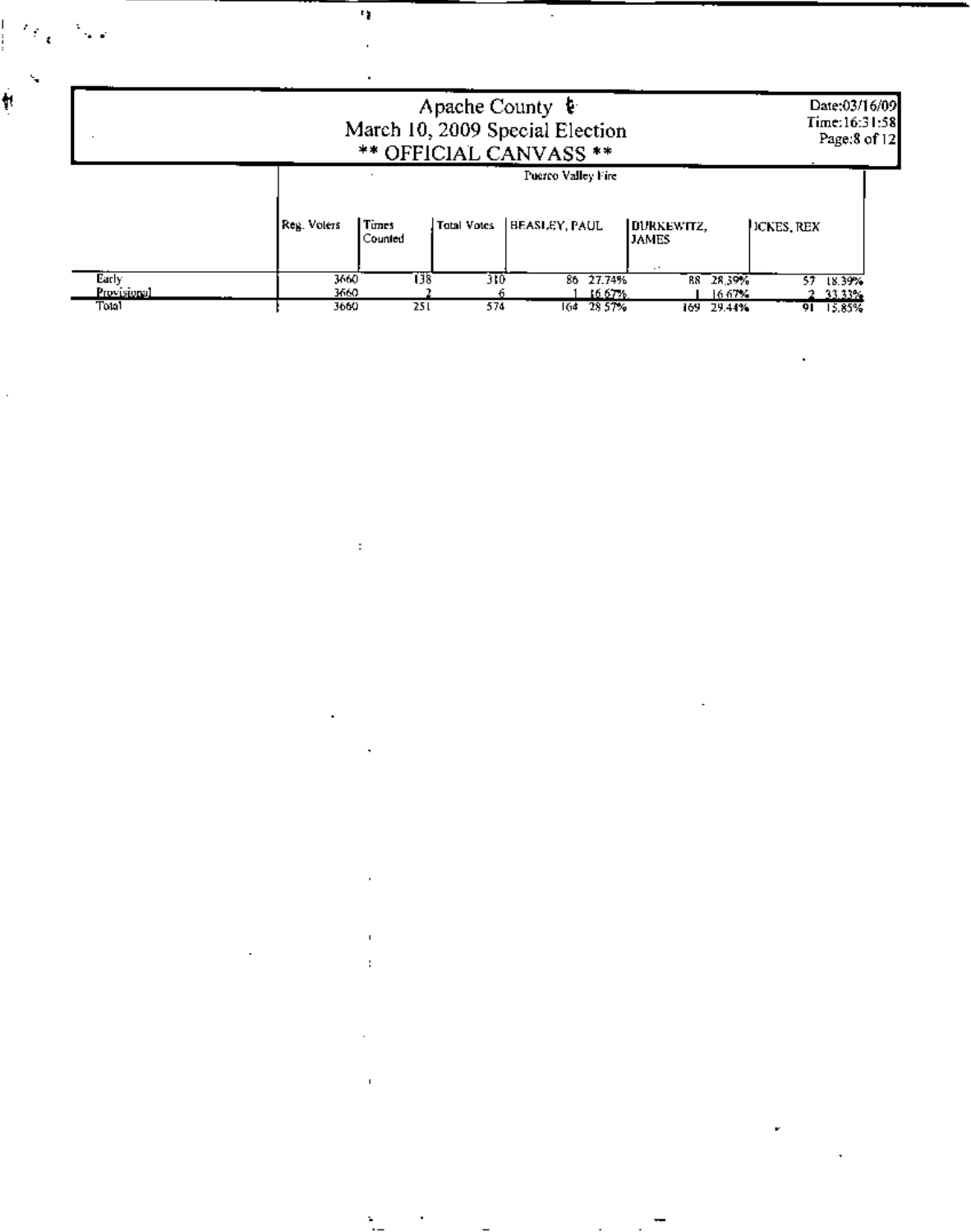# Apache County
## March 10, 2009 Special Election
## ** OFFICIAL CANVASS **

Date:03/16/09
Time:16:31:58

| | Puerco Valley Fire | | | | | | | | |
|---|---|---|---|---|---|---|---|---|---|
| | Reg. Voters | Times Counted | Total Votes | BEASLEY, PAUL | | DURKEWITZ, JAMES | | ICKES, REX | |
| Early | 3660 | 138 | 310 | 86 | 27.74% | 88 | 28.39% | 57 | 18.39% |
| Provisional | 3660 | 2 | 6 | 1 | 16.67% | 1 | 16.67% | 2 | 33.33% |
| Total | 3660 | 251 | 574 | 164 | 28.57% | 169 | 29.44% | 91 | 15.85% |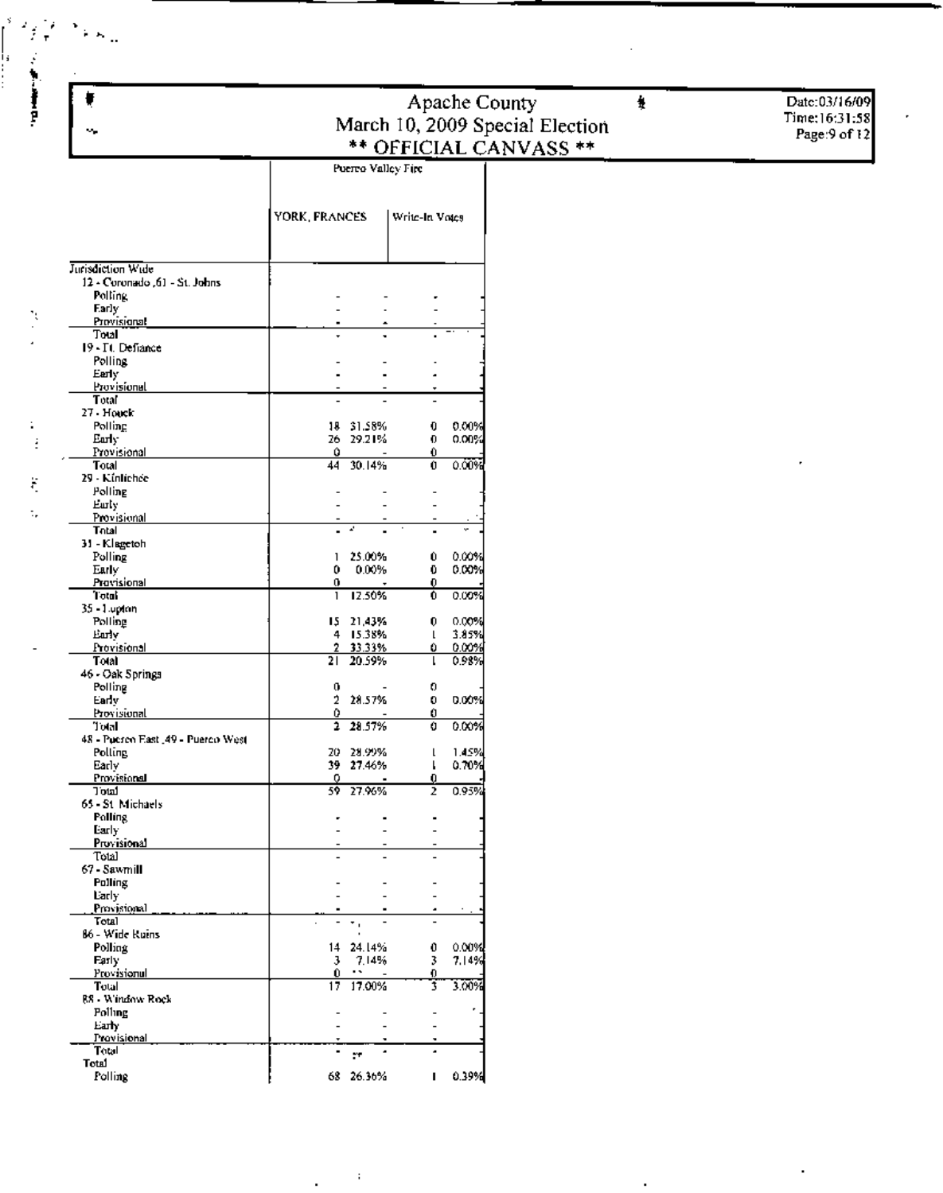# Apache County
## March 10, 2009 Special Election
## ** OFFICIAL CANVASS **

Date:03/16/09
Time:16:31:58

| | Puerco Valley Fire | | | |
|---|---|---|---|---|
| | YORK, FRANCES | | Write-In Votes | |
| **Jurisdiction Wide** | | | | |
| 12 - Coronado ,61 - St. Johns | | | | |
| Polling | - | - | - | - |
| Early | - | - | - | - |
| Provisional | - | - | - | - |
| Total | - | - | - | - |
| 19 - Ft. Defiance | | | | |
| Polling | - | - | - | - |
| Early | - | - | - | - |
| Provisional | - | - | - | - |
| Total | - | - | - | - |
| 27 - Houck | | | | |
| Polling | 18 | 31.58% | 0 | 0.00% |
| Early | 26 | 29.21% | 0 | 0.00% |
| Provisional | 0 | - | 0 | - |
| Total | 44 | 30.14% | 0 | 0.00% |
| 29 - Kinlichee | | | | |
| Polling | - | - | - | - |
| Early | - | - | - | - |
| Provisional | - | - | - | - |
| Total | - | - | - | - |
| 31 - Klagetoh | | | | |
| Polling | 1 | 25.00% | 0 | 0.00% |
| Early | 0 | 0.00% | 0 | 0.00% |
| Provisional | 0 | - | 0 | - |
| Total | 1 | 12.50% | 0 | 0.00% |
| 35 - Lupton | | | | |
| Polling | 15 | 21.43% | 0 | 0.00% |
| Early | 4 | 15.38% | 1 | 3.85% |
| Provisional | 2 | 33.33% | 0 | 0.00% |
| Total | 21 | 20.59% | 1 | 0.98% |
| 46 - Oak Springs | | | | |
| Polling | 0 | - | 0 | - |
| Early | 2 | 28.57% | 0 | 0.00% |
| Provisional | 0 | - | 0 | - |
| Total | 2 | 28.57% | 0 | 0.00% |
| 48 - Puerco East ,49 - Puerco West | | | | |
| Polling | 20 | 28.99% | 1 | 1.45% |
| Early | 39 | 27.46% | 1 | 0.70% |
| Provisional | 0 | - | 0 | - |
| Total | 59 | 27.96% | 2 | 0.95% |
| 65 - St. Michaels | | | | |
| Polling | - | - | - | - |
| Early | - | - | - | - |
| Provisional | - | - | - | - |
| Total | - | - | - | - |
| 67 - Sawmill | | | | |
| Polling | - | - | - | - |
| Early | - | - | - | - |
| Provisional | - | - | - | - |
| Total | - | - | - | - |
| 86 - Wide Ruins | | | | |
| Polling | 14 | 24.14% | 0 | 0.00% |
| Early | 3 | 7.14% | 3 | 7.14% |
| Provisional | 0 | - | 0 | - |
| Total | 17 | 17.00% | 3 | 3.00% |
| 88 - Window Rock | | | | |
| Polling | - | - | - | - |
| Early | - | - | - | - |
| Provisional | - | - | - | - |
| Total | - | - | - | - |
| **Total** | | | | |
| Polling | 68 | 26.36% | 1 | 0.39% |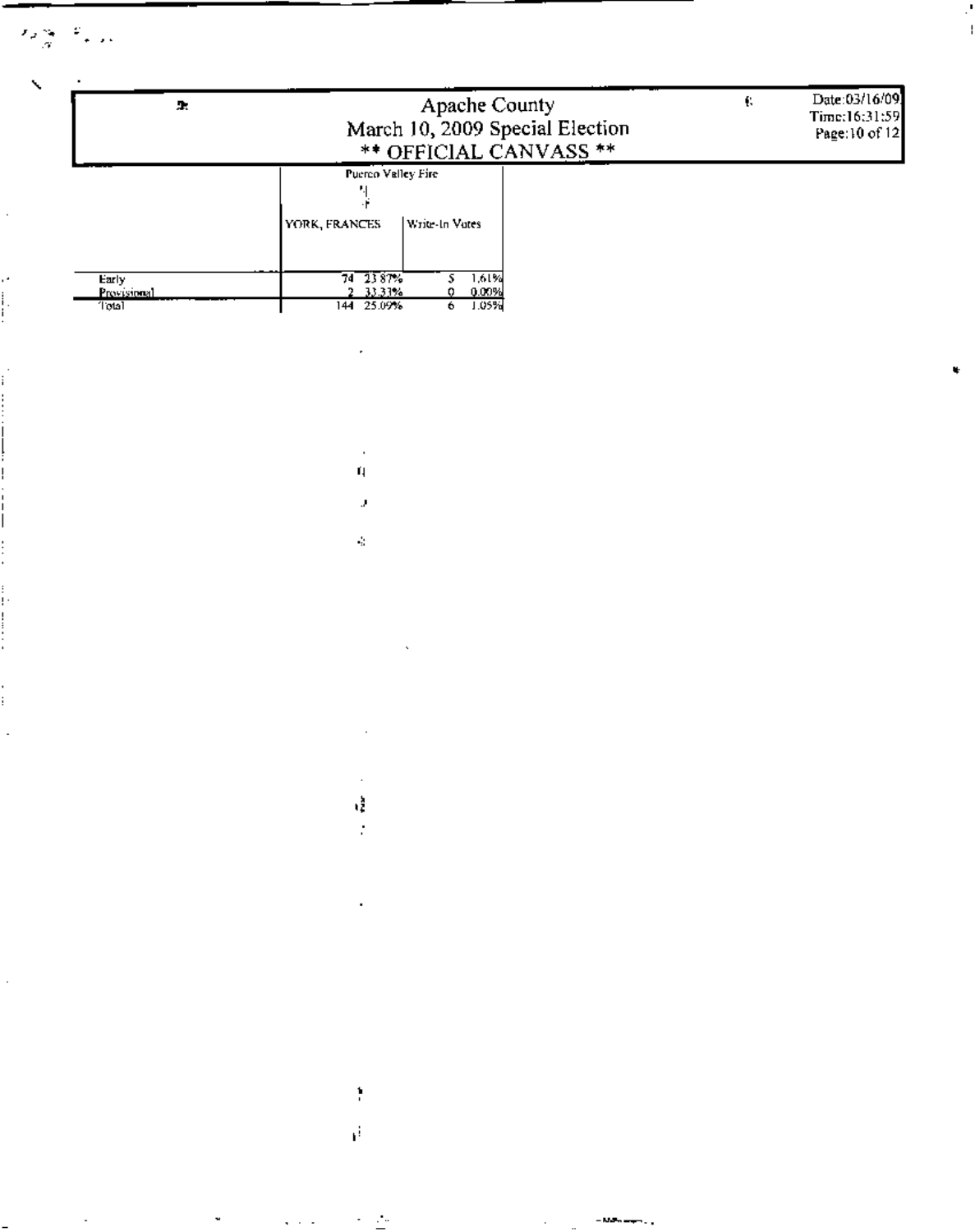# Apache County
## March 10, 2009 Special Election
## ** OFFICIAL CANVASS **

Date:03/16/09
Time:16:31:59

| | Puerco Valley Fire | | | |
|---|---|---|---|---|
| | YORK, FRANCES | | Write-In Votes | |
| Early | 74 | 23.87% | 5 | 1.61% |
| Provisional | 2 | 33.33% | 0 | 0.00% |
| Total | 144 | 25.09% | 6 | 1.05% |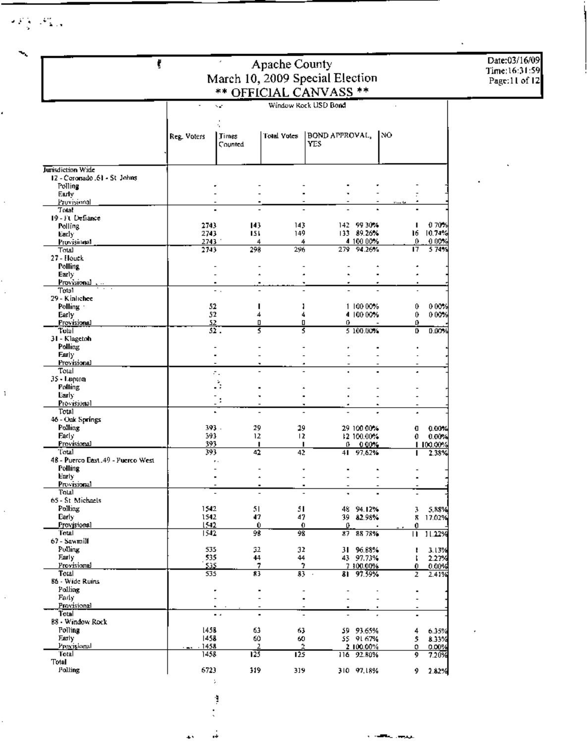# Apache County
## March 10, 2009 Special Election
## ** OFFICIAL CANVASS **

Date:03/16/09
Time:16:31:59

Window Rock USD Bond

| | Reg. Voters | Times Counted | Total Votes | BOND APPROVAL, YES | | NO | |
|---|---|---|---|---|---|---|---|
| **Jurisdiction Wide** | | | | | | | |
| 12 - Coronado ,61 - St. Johns | | | | | | | |
| Polling | - | - | - | - | - | - | - |
| Early | - | - | - | - | - | - | - |
| Provisional | - | - | - | - | - | - | - |
| Total | - | - | - | - | - | - | - |
| 19 - Ft Defiance | | | | | | | |
| Polling | 2743 | 143 | 143 | 142 | 99.30% | 1 | 0.70% |
| Early | 2743 | 151 | 149 | 133 | 89.26% | 16 | 10.74% |
| Provisional | 2743 | 4 | 4 | 4 | 100.00% | 0 | 0.00% |
| Total | 2743 | 298 | 296 | 279 | 94.26% | 17 | 5.74% |
| 27 - Houck | | | | | | | |
| Polling | - | - | - | - | - | - | - |
| Early | - | - | - | - | - | - | - |
| Provisional | - | - | - | - | - | - | - |
| Total | - | - | - | - | - | - | - |
| 29 - Kinlichee | | | | | | | |
| Polling | 52 | 1 | 1 | 1 | 100.00% | 0 | 0.00% |
| Early | 52 | 4 | 4 | 4 | 100.00% | 0 | 0.00% |
| Provisional | 52 | 0 | 0 | 0 | - | 0 | - |
| Total | 52 | 5 | 5 | 5 | 100.00% | 0 | 0.00% |
| 31 - Klagetoh | | | | | | | |
| Polling | - | - | - | - | - | - | - |
| Early | - | - | - | - | - | - | - |
| Provisional | - | - | - | - | - | - | - |
| Total | - | - | - | - | - | - | - |
| 35 - Lupton | | | | | | | |
| Polling | - | - | - | - | - | - | - |
| Early | - | - | - | - | - | - | - |
| Provisional | - | - | - | - | - | - | - |
| Total | - | - | - | - | - | - | - |
| 46 - Oak Springs | | | | | | | |
| Polling | 393 | 29 | 29 | 29 | 100.00% | 0 | 0.00% |
| Early | 393 | 12 | 12 | 12 | 100.00% | 0 | 0.00% |
| Provisional | 393 | 1 | 1 | 0 | 0.00% | 1 | 100.00% |
| Total | 393 | 42 | 42 | 41 | 97.62% | 1 | 2.38% |
| 48 - Puerco East ,49 - Puerco West | | | | | | | |
| Polling | - | - | - | - | - | - | - |
| Early | - | - | - | - | - | - | - |
| Provisional | - | - | - | - | - | - | - |
| Total | - | - | - | - | - | - | - |
| 65 - St Michaels | | | | | | | |
| Polling | 1542 | 51 | 51 | 48 | 94.12% | 3 | 5.88% |
| Early | 1542 | 47 | 47 | 39 | 82.98% | 8 | 17.02% |
| Provisional | 1542 | 0 | 0 | 0 | - | 0 | - |
| Total | 1542 | 98 | 98 | 87 | 88.78% | 11 | 11.22% |
| 67 - Sawmill | | | | | | | |
| Polling | 535 | 32 | 32 | 31 | 96.88% | 1 | 3.13% |
| Early | 535 | 44 | 44 | 43 | 97.73% | 1 | 2.27% |
| Provisional | 535 | 7 | 7 | 7 | 100.00% | 0 | 0.00% |
| Total | 535 | 83 | 83 | 81 | 97.59% | 2 | 2.41% |
| 86 - Wide Ruins | | | | | | | |
| Polling | - | - | - | - | - | - | - |
| Early | - | - | - | - | - | - | - |
| Provisional | - | - | - | - | - | - | - |
| Total | - | - | - | - | - | - | - |
| 88 - Window Rock | | | | | | | |
| Polling | 1458 | 63 | 63 | 59 | 93.65% | 4 | 6.35% |
| Early | 1458 | 60 | 60 | 55 | 91.67% | 5 | 8.33% |
| Provisional | 1458 | 2 | 2 | 2 | 100.00% | 0 | 0.00% |
| Total | 1458 | 125 | 125 | 116 | 92.80% | 9 | 7.20% |
| Total | | | | | | | |
| Polling | 6723 | 319 | 319 | 310 | 97.18% | 9 | 2.82% |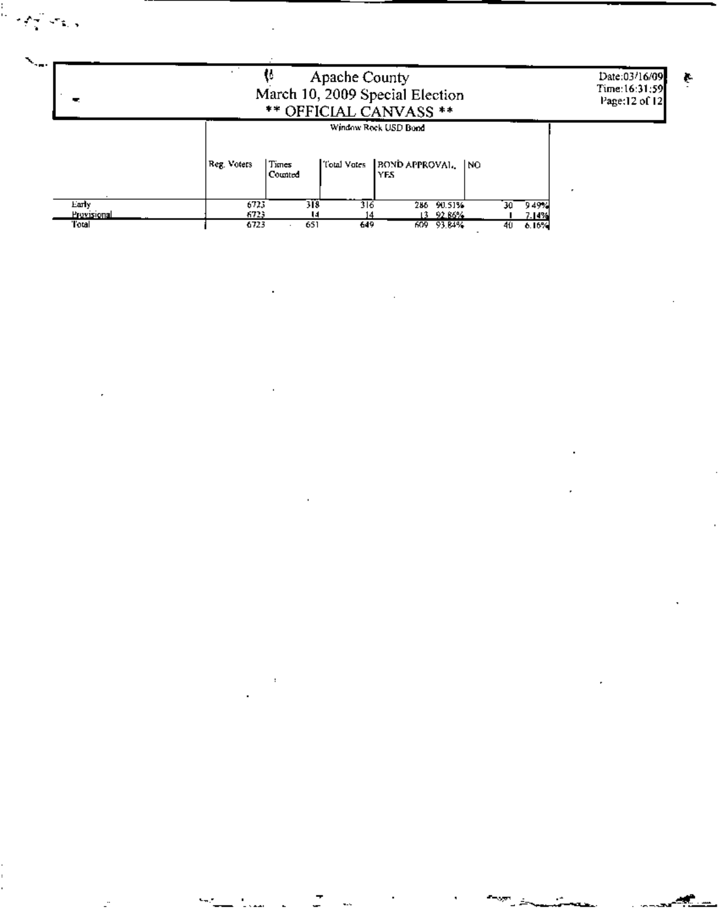# Apache County
## March 10, 2009 Special Election
## ** OFFICIAL CANVASS **

Date:03/16/09
Time:16:31:59

Window Rock USD Bond

| | Reg. Voters | Times Counted | Total Votes | BOND APPROVAL, YES | | NO | |
|---|---|---|---|---|---|---|---|
| Early | 6723 | 318 | 316 | 286 | 90.51% | 30 | 9.49% |
| Provisional | 6723 | 14 | 14 | 13 | 92.86% | 1 | 7.14% |
| Total | 6723 | 651 | 649 | 609 | 93.84% | 40 | 6.16% |